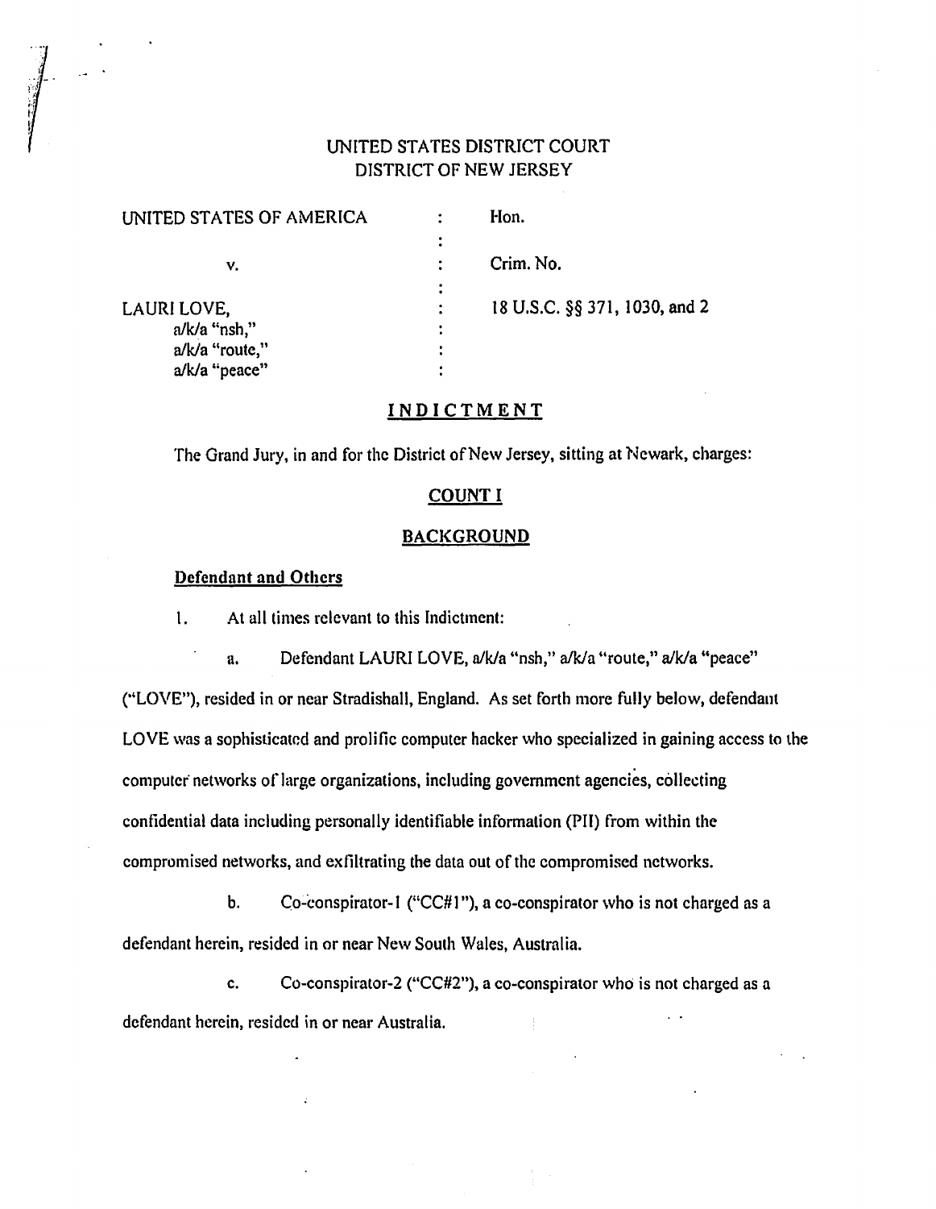# UNITED STATES DISTRICT COURT
# DISTRICT OF NEW JERSEY

| | | |
|---|---|---|
| UNITED STATES OF AMERICA | : | Hon. |
| | : | |
| v. | : | Crim. No. |
| | : | |
| LAURI LOVE, | : | 18 U.S.C. §§ 371, 1030, and 2 |
| a/k/a "nsh," | : | |
| a/k/a "route," | : | |
| a/k/a "peace" | : | |

## INDICTMENT

The Grand Jury, in and for the District of New Jersey, sitting at Newark, charges:

## COUNT I

## BACKGROUND

### Defendant and Others

1. At all times relevant to this Indictment:

   a. Defendant LAURI LOVE, a/k/a "nsh," a/k/a "route," a/k/a "peace" ("LOVE"), resided in or near Stradishall, England. As set forth more fully below, defendant LOVE was a sophisticated and prolific computer hacker who specialized in gaining access to the computer networks of large organizations, including government agencies, collecting confidential data including personally identifiable information (PII) from within the compromised networks, and exfiltrating the data out of the compromised networks.

   b. Co-conspirator-1 ("CC#1"), a co-conspirator who is not charged as a defendant herein, resided in or near New South Wales, Australia.

   c. Co-conspirator-2 ("CC#2"), a co-conspirator who is not charged as a defendant herein, resided in or near Australia.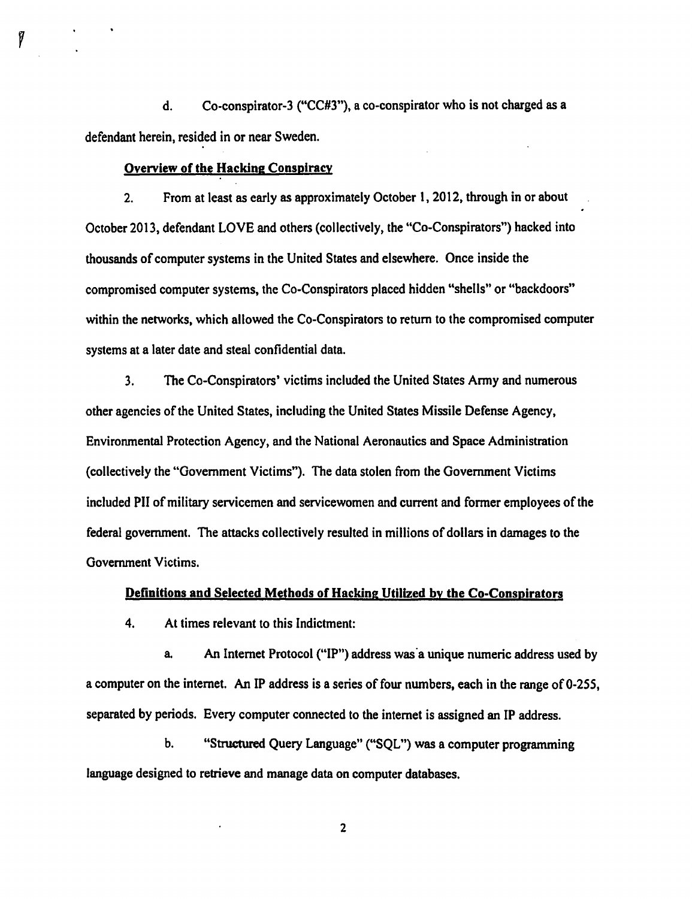d. Co-conspirator-3 ("CC#3"), a co-conspirator who is not charged as a defendant herein, resided in or near Sweden.

**Overview of the Hacking Conspiracy**

2. From at least as early as approximately October 1, 2012, through in or about October 2013, defendant LOVE and others (collectively, the "Co-Conspirators") hacked into thousands of computer systems in the United States and elsewhere. Once inside the compromised computer systems, the Co-Conspirators placed hidden "shells" or "backdoors" within the networks, which allowed the Co-Conspirators to return to the compromised computer systems at a later date and steal confidential data.

3. The Co-Conspirators' victims included the United States Army and numerous other agencies of the United States, including the United States Missile Defense Agency, Environmental Protection Agency, and the National Aeronautics and Space Administration (collectively the "Government Victims"). The data stolen from the Government Victims included PII of military servicemen and servicewomen and current and former employees of the federal government. The attacks collectively resulted in millions of dollars in damages to the Government Victims.

**Definitions and Selected Methods of Hacking Utilized by the Co-Conspirators**

4. At times relevant to this Indictment:

a. An Internet Protocol ("IP") address was a unique numeric address used by a computer on the internet. An IP address is a series of four numbers, each in the range of 0-255, separated by periods. Every computer connected to the internet is assigned an IP address.

b. "Structured Query Language" ("SQL") was a computer programming language designed to retrieve and manage data on computer databases.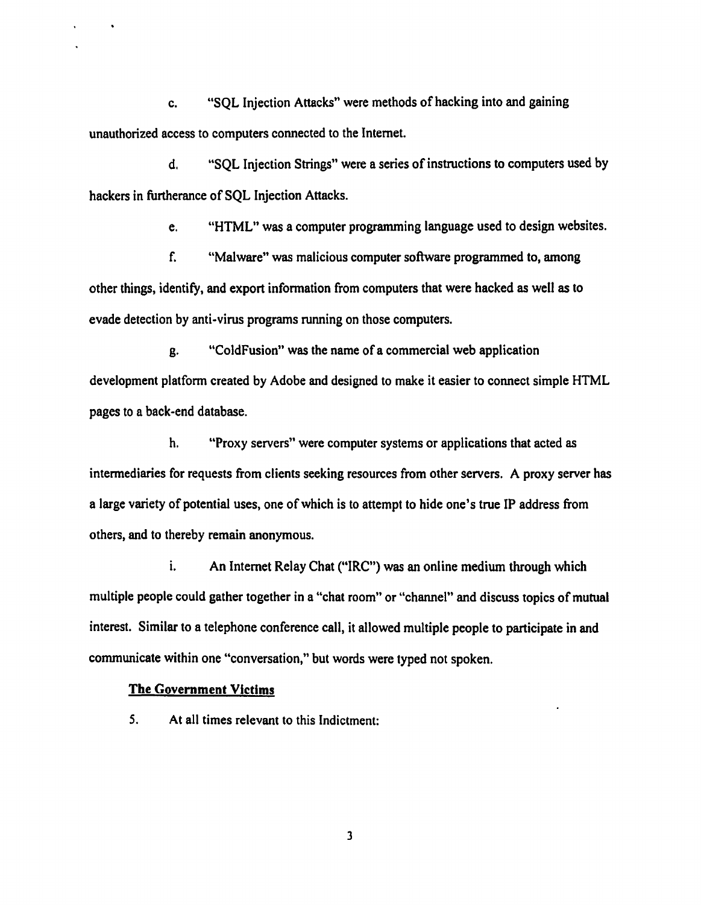c. "SQL Injection Attacks" were methods of hacking into and gaining unauthorized access to computers connected to the Internet.

d. "SQL Injection Strings" were a series of instructions to computers used by hackers in furtherance of SQL Injection Attacks.

e. "HTML" was a computer programming language used to design websites.

f. "Malware" was malicious computer software programmed to, among other things, identify, and export information from computers that were hacked as well as to evade detection by anti-virus programs running on those computers.

g. "ColdFusion" was the name of a commercial web application development platform created by Adobe and designed to make it easier to connect simple HTML pages to a back-end database.

h. "Proxy servers" were computer systems or applications that acted as intermediaries for requests from clients seeking resources from other servers. A proxy server has a large variety of potential uses, one of which is to attempt to hide one's true IP address from others, and to thereby remain anonymous.

i. An Internet Relay Chat ("IRC") was an online medium through which multiple people could gather together in a "chat room" or "channel" and discuss topics of mutual interest. Similar to a telephone conference call, it allowed multiple people to participate in and communicate within one "conversation," but words were typed not spoken.

**The Government Victims**

5. At all times relevant to this Indictment: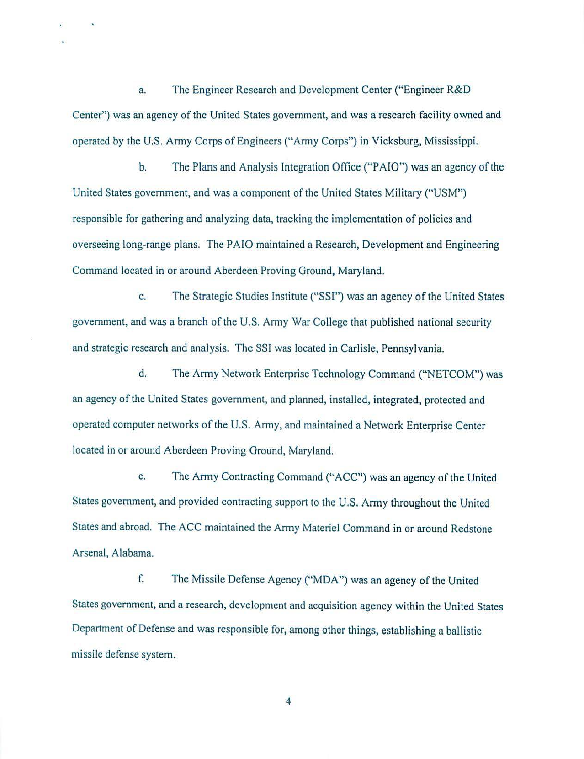a. The Engineer Research and Development Center ("Engineer R&D Center") was an agency of the United States government, and was a research facility owned and operated by the U.S. Army Corps of Engineers ("Army Corps") in Vicksburg, Mississippi.

b. The Plans and Analysis Integration Office ("PAIO") was an agency of the United States government, and was a component of the United States Military ("USM") responsible for gathering and analyzing data, tracking the implementation of policies and overseeing long-range plans. The PAIO maintained a Research, Development and Engineering Command located in or around Aberdeen Proving Ground, Maryland.

c. The Strategic Studies Institute ("SSI") was an agency of the United States government, and was a branch of the U.S. Army War College that published national security and strategic research and analysis. The SSI was located in Carlisle, Pennsylvania.

d. The Army Network Enterprise Technology Command ("NETCOM") was an agency of the United States government, and planned, installed, integrated, protected and operated computer networks of the U.S. Army, and maintained a Network Enterprise Center located in or around Aberdeen Proving Ground, Maryland.

e. The Army Contracting Command ("ACC") was an agency of the United States government, and provided contracting support to the U.S. Army throughout the United States and abroad. The ACC maintained the Army Materiel Command in or around Redstone Arsenal, Alabama.

f. The Missile Defense Agency ("MDA") was an agency of the United States government, and a research, development and acquisition agency within the United States Department of Defense and was responsible for, among other things, establishing a ballistic missile defense system.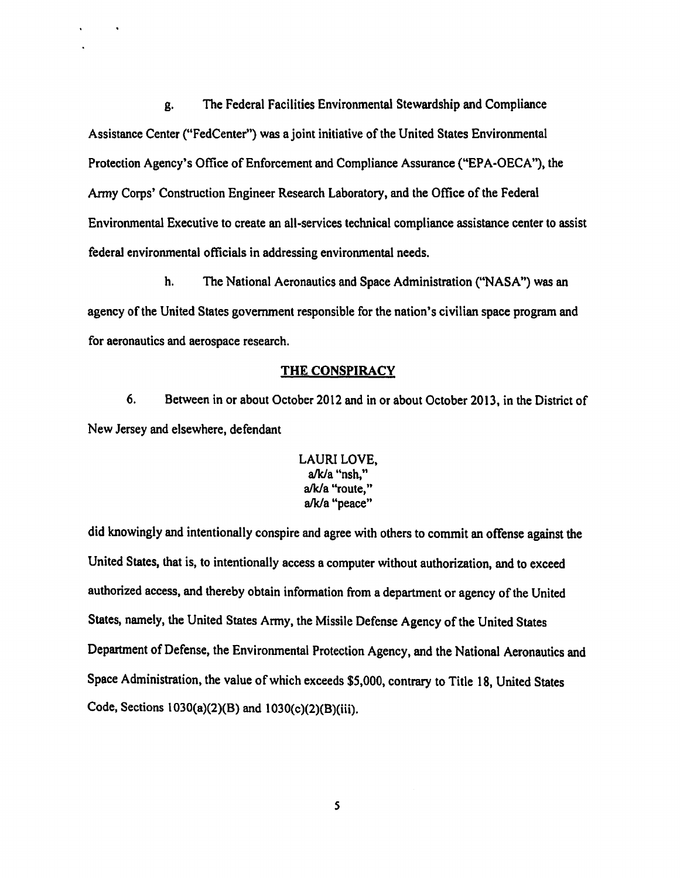g. The Federal Facilities Environmental Stewardship and Compliance Assistance Center ("FedCenter") was a joint initiative of the United States Environmental Protection Agency's Office of Enforcement and Compliance Assurance ("EPA-OECA"), the Army Corps' Construction Engineer Research Laboratory, and the Office of the Federal Environmental Executive to create an all-services technical compliance assistance center to assist federal environmental officials in addressing environmental needs.

h. The National Aeronautics and Space Administration ("NASA") was an agency of the United States government responsible for the nation's civilian space program and for aeronautics and aerospace research.

## THE CONSPIRACY

6. Between in or about October 2012 and in or about October 2013, in the District of New Jersey and elsewhere, defendant

LAURI LOVE,
a/k/a "nsh,"
a/k/a "route,"
a/k/a "peace"

did knowingly and intentionally conspire and agree with others to commit an offense against the United States, that is, to intentionally access a computer without authorization, and to exceed authorized access, and thereby obtain information from a department or agency of the United States, namely, the United States Army, the Missile Defense Agency of the United States Department of Defense, the Environmental Protection Agency, and the National Aeronautics and Space Administration, the value of which exceeds $5,000, contrary to Title 18, United States Code, Sections 1030(a)(2)(B) and 1030(c)(2)(B)(iii).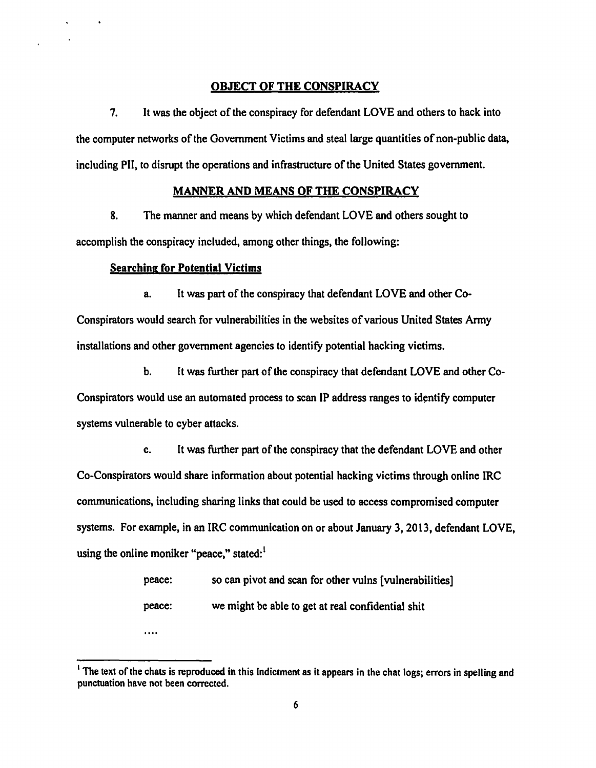## OBJECT OF THE CONSPIRACY

7. It was the object of the conspiracy for defendant LOVE and others to hack into the computer networks of the Government Victims and steal large quantities of non-public data, including PII, to disrupt the operations and infrastructure of the United States government.

## MANNER AND MEANS OF THE CONSPIRACY

8. The manner and means by which defendant LOVE and others sought to accomplish the conspiracy included, among other things, the following:

### Searching for Potential Victims

a. It was part of the conspiracy that defendant LOVE and other Co-Conspirators would search for vulnerabilities in the websites of various United States Army installations and other government agencies to identify potential hacking victims.

b. It was further part of the conspiracy that defendant LOVE and other Co-Conspirators would use an automated process to scan IP address ranges to identify computer systems vulnerable to cyber attacks.

c. It was further part of the conspiracy that the defendant LOVE and other Co-Conspirators would share information about potential hacking victims through online IRC communications, including sharing links that could be used to access compromised computer systems. For example, in an IRC communication on or about January 3, 2013, defendant LOVE, using the online moniker "peace," stated:[1]

> peace: so can pivot and scan for other vulns [vulnerabilities]
>
> peace: we might be able to get at real confidential shit
>
> ....

[1] The text of the chats is reproduced in this Indictment as it appears in the chat logs; errors in spelling and punctuation have not been corrected.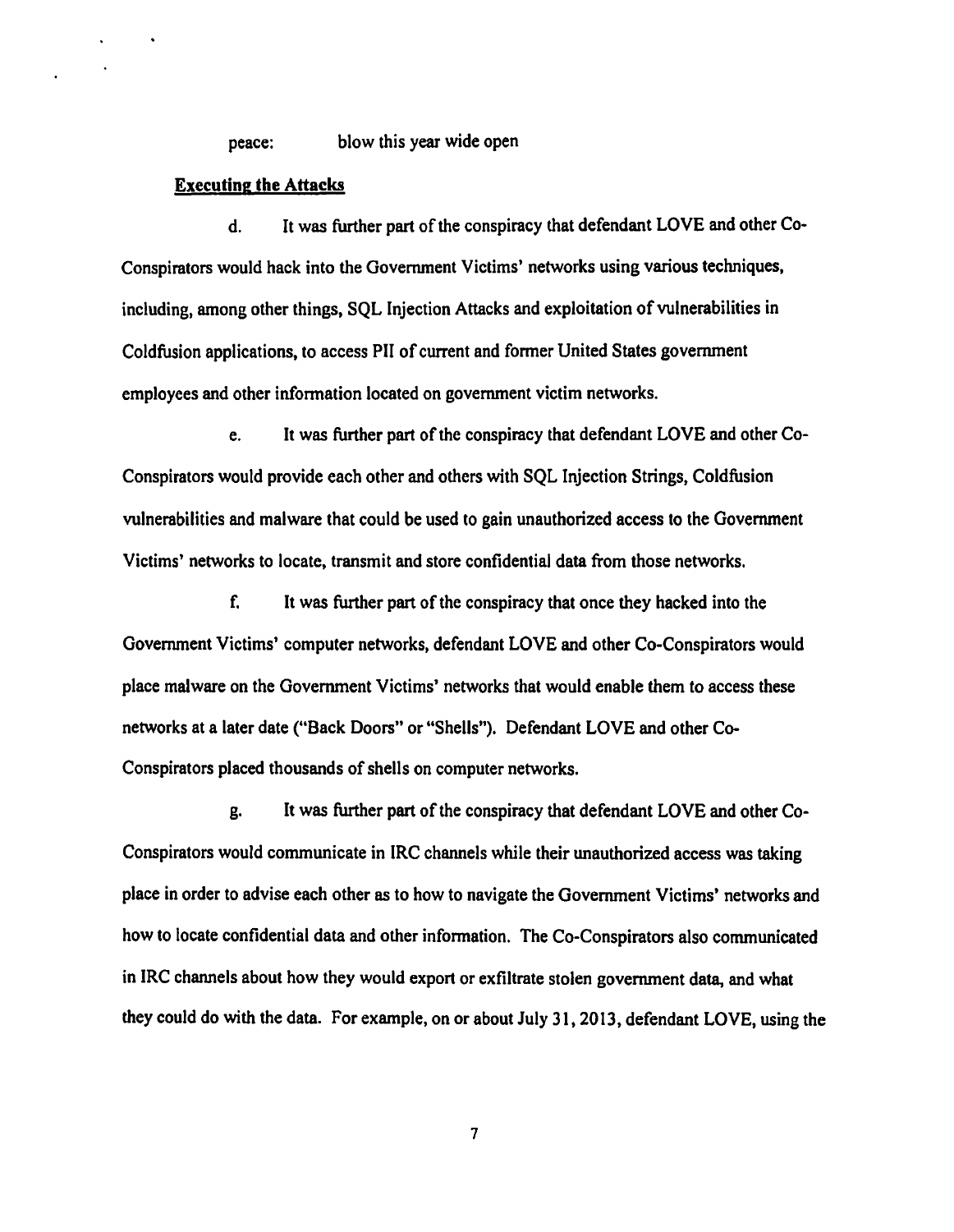peace:    blow this year wide open

**Executing the Attacks**

d. It was further part of the conspiracy that defendant LOVE and other Co-Conspirators would hack into the Government Victims' networks using various techniques, including, among other things, SQL Injection Attacks and exploitation of vulnerabilities in Coldfusion applications, to access PII of current and former United States government employees and other information located on government victim networks.

e. It was further part of the conspiracy that defendant LOVE and other Co-Conspirators would provide each other and others with SQL Injection Strings, Coldfusion vulnerabilities and malware that could be used to gain unauthorized access to the Government Victims' networks to locate, transmit and store confidential data from those networks.

f. It was further part of the conspiracy that once they hacked into the Government Victims' computer networks, defendant LOVE and other Co-Conspirators would place malware on the Government Victims' networks that would enable them to access these networks at a later date ("Back Doors" or "Shells"). Defendant LOVE and other Co-Conspirators placed thousands of shells on computer networks.

g. It was further part of the conspiracy that defendant LOVE and other Co-Conspirators would communicate in IRC channels while their unauthorized access was taking place in order to advise each other as to how to navigate the Government Victims' networks and how to locate confidential data and other information. The Co-Conspirators also communicated in IRC channels about how they would export or exfiltrate stolen government data, and what they could do with the data. For example, on or about July 31, 2013, defendant LOVE, using the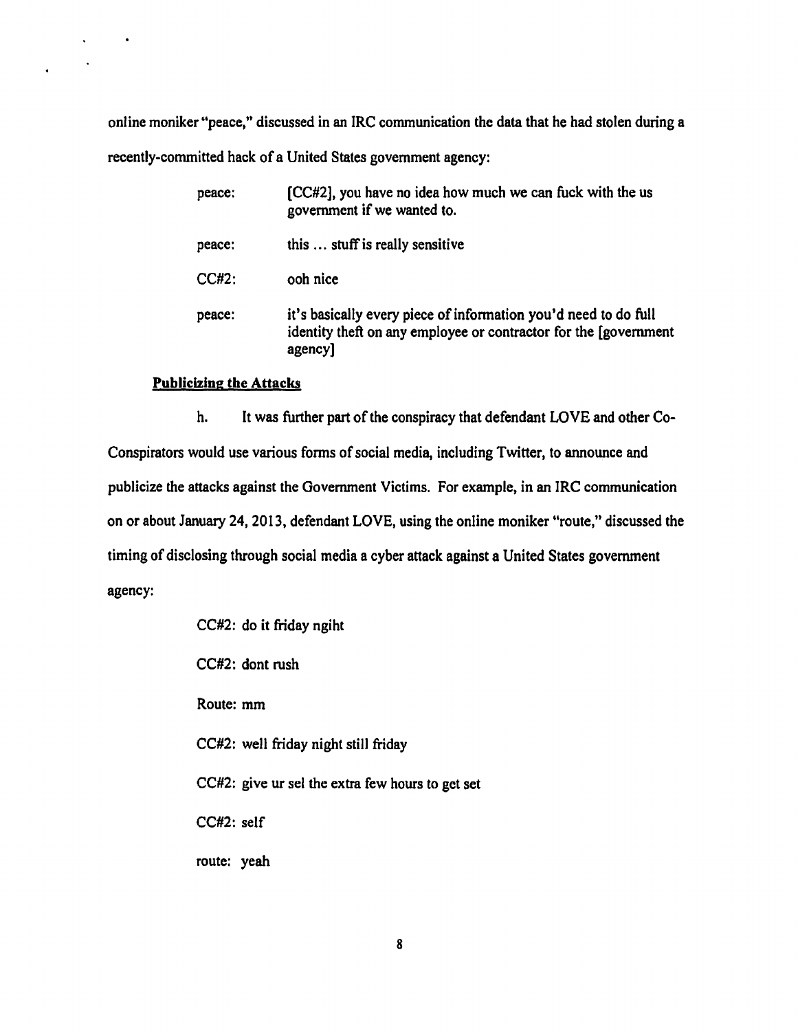online moniker "peace," discussed in an IRC communication the data that he had stolen during a recently-committed hack of a United States government agency:

| | |
|---|---|
| peace: | [CC#2], you have no idea how much we can fuck with the us government if we wanted to. |
| peace: | this ... stuff is really sensitive |
| CC#2: | ooh nice |
| peace: | it's basically every piece of information you'd need to do full identity theft on any employee or contractor for the [government agency] |

**Publicizing the Attacks**

h. It was further part of the conspiracy that defendant LOVE and other Co-Conspirators would use various forms of social media, including Twitter, to announce and publicize the attacks against the Government Victims. For example, in an IRC communication on or about January 24, 2013, defendant LOVE, using the online moniker "route," discussed the timing of disclosing through social media a cyber attack against a United States government agency:

CC#2: do it friday ngiht

CC#2: dont rush

Route: mm

CC#2: well friday night still friday

CC#2: give ur sel the extra few hours to get set

CC#2: self

route: yeah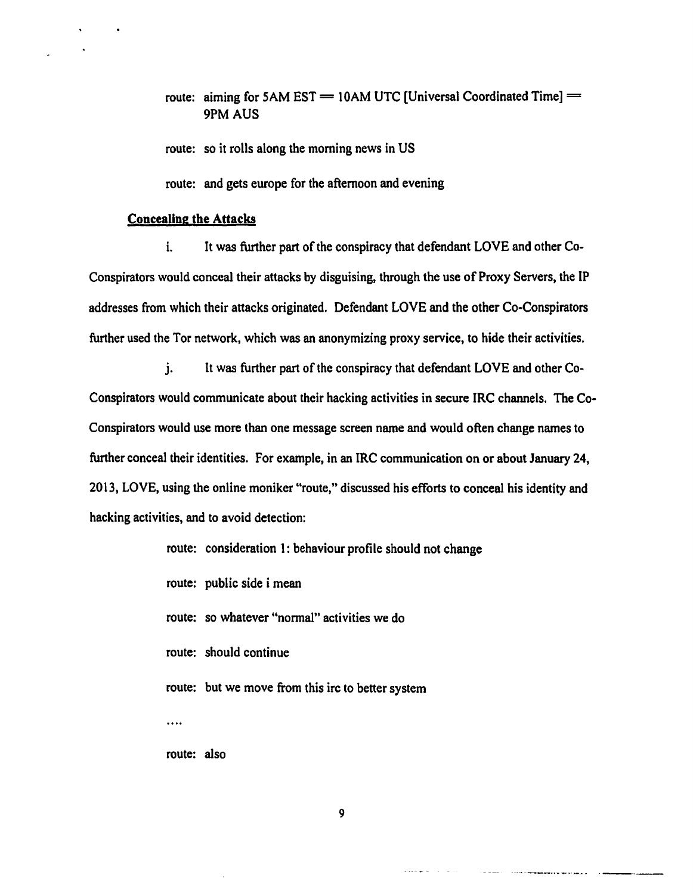route: aiming for 5AM EST = 10AM UTC [Universal Coordinated Time] = 9PM AUS

route: so it rolls along the morning news in US

route: and gets europe for the afternoon and evening

**Concealing the Attacks**

i. It was further part of the conspiracy that defendant LOVE and other Co-Conspirators would conceal their attacks by disguising, through the use of Proxy Servers, the IP addresses from which their attacks originated. Defendant LOVE and the other Co-Conspirators further used the Tor network, which was an anonymizing proxy service, to hide their activities.

j. It was further part of the conspiracy that defendant LOVE and other Co-Conspirators would communicate about their hacking activities in secure IRC channels. The Co-Conspirators would use more than one message screen name and would often change names to further conceal their identities. For example, in an IRC communication on or about January 24, 2013, LOVE, using the online moniker "route," discussed his efforts to conceal his identity and hacking activities, and to avoid detection:

route: consideration 1: behaviour profile should not change

route: public side i mean

route: so whatever "normal" activities we do

route: should continue

route: but we move from this irc to better system

....

route: also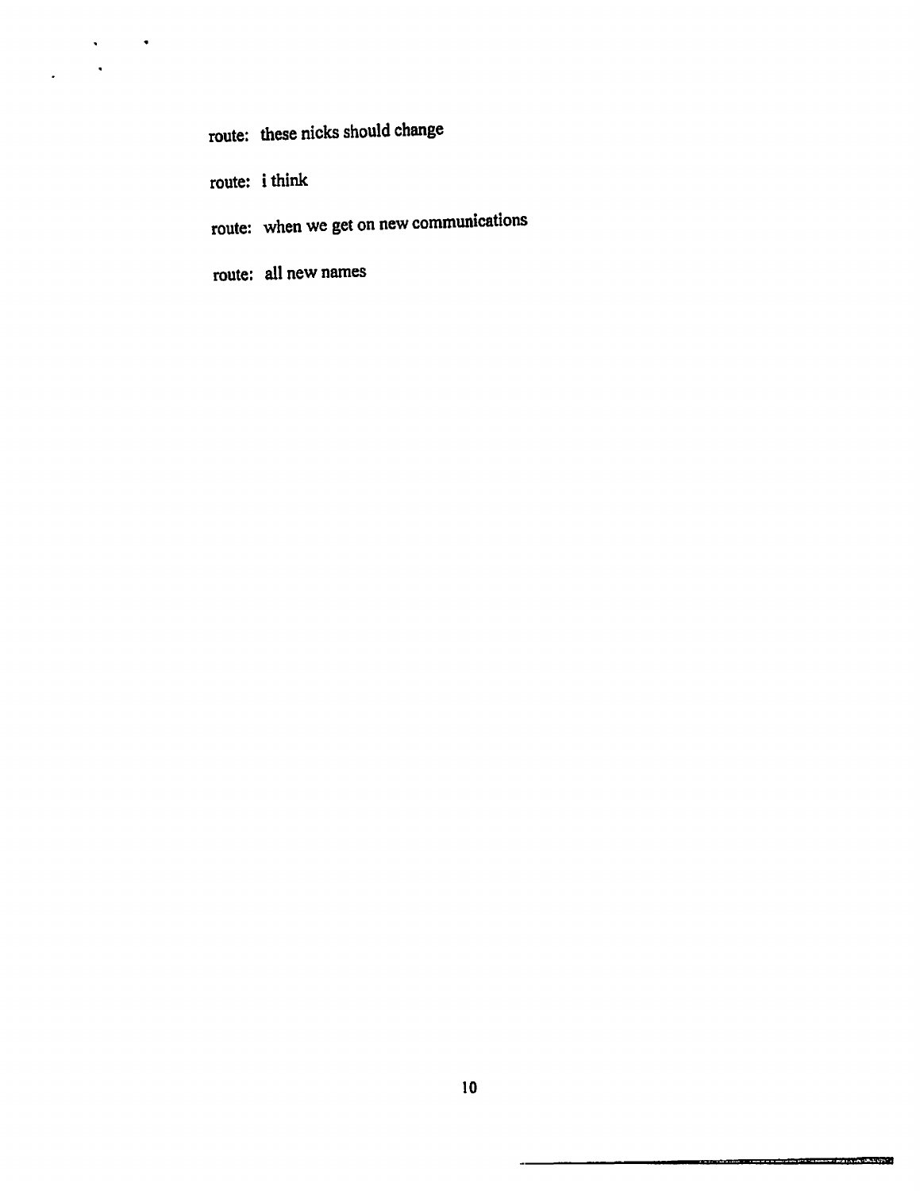route: these nicks should change

route: i think

route: when we get on new communications

route: all new names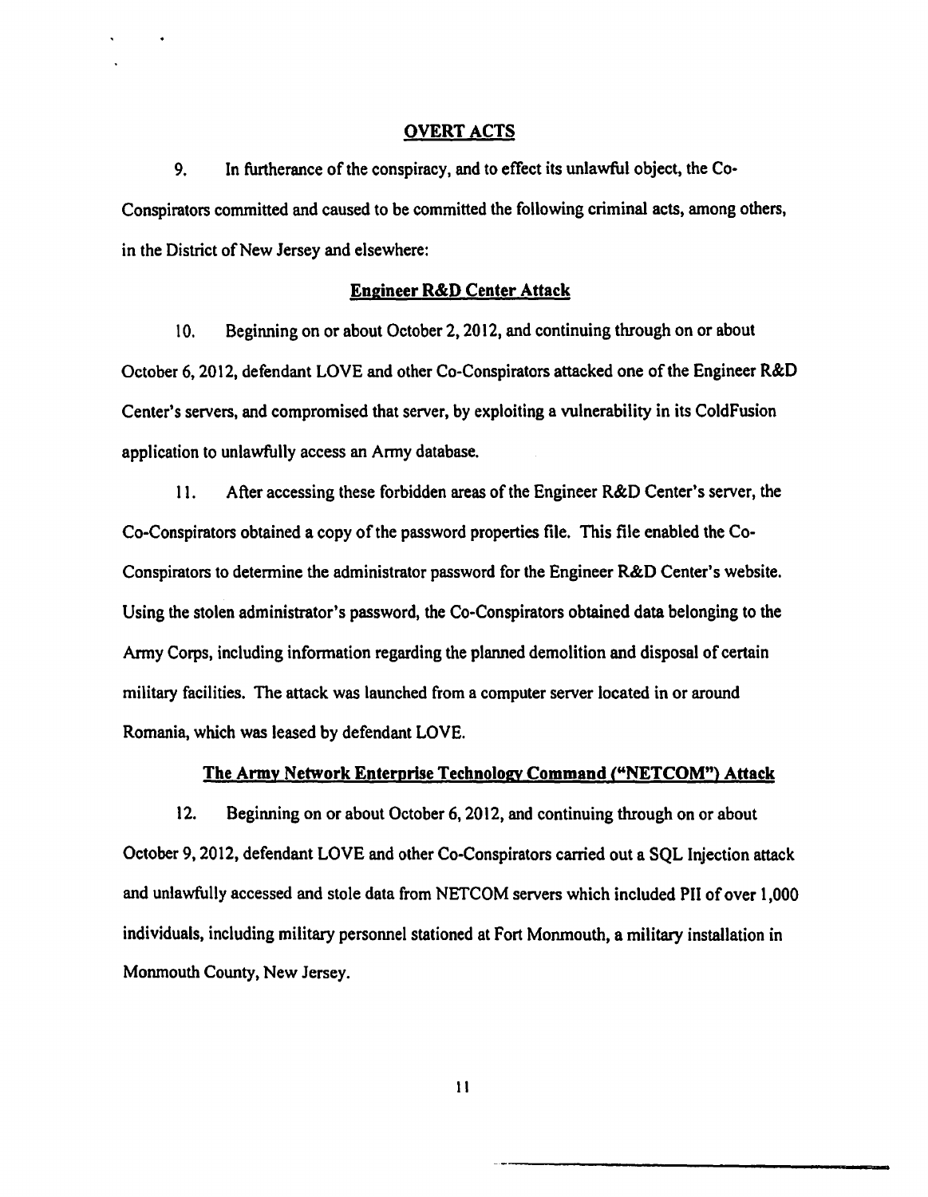## OVERT ACTS

9. In furtherance of the conspiracy, and to effect its unlawful object, the Co-Conspirators committed and caused to be committed the following criminal acts, among others, in the District of New Jersey and elsewhere:

### Engineer R&D Center Attack

10. Beginning on or about October 2, 2012, and continuing through on or about October 6, 2012, defendant LOVE and other Co-Conspirators attacked one of the Engineer R&D Center's servers, and compromised that server, by exploiting a vulnerability in its ColdFusion application to unlawfully access an Army database.

11. After accessing these forbidden areas of the Engineer R&D Center's server, the Co-Conspirators obtained a copy of the password properties file. This file enabled the Co-Conspirators to determine the administrator password for the Engineer R&D Center's website. Using the stolen administrator's password, the Co-Conspirators obtained data belonging to the Army Corps, including information regarding the planned demolition and disposal of certain military facilities. The attack was launched from a computer server located in or around Romania, which was leased by defendant LOVE.

### The Army Network Enterprise Technology Command ("NETCOM") Attack

12. Beginning on or about October 6, 2012, and continuing through on or about October 9, 2012, defendant LOVE and other Co-Conspirators carried out a SQL Injection attack and unlawfully accessed and stole data from NETCOM servers which included PII of over 1,000 individuals, including military personnel stationed at Fort Monmouth, a military installation in Monmouth County, New Jersey.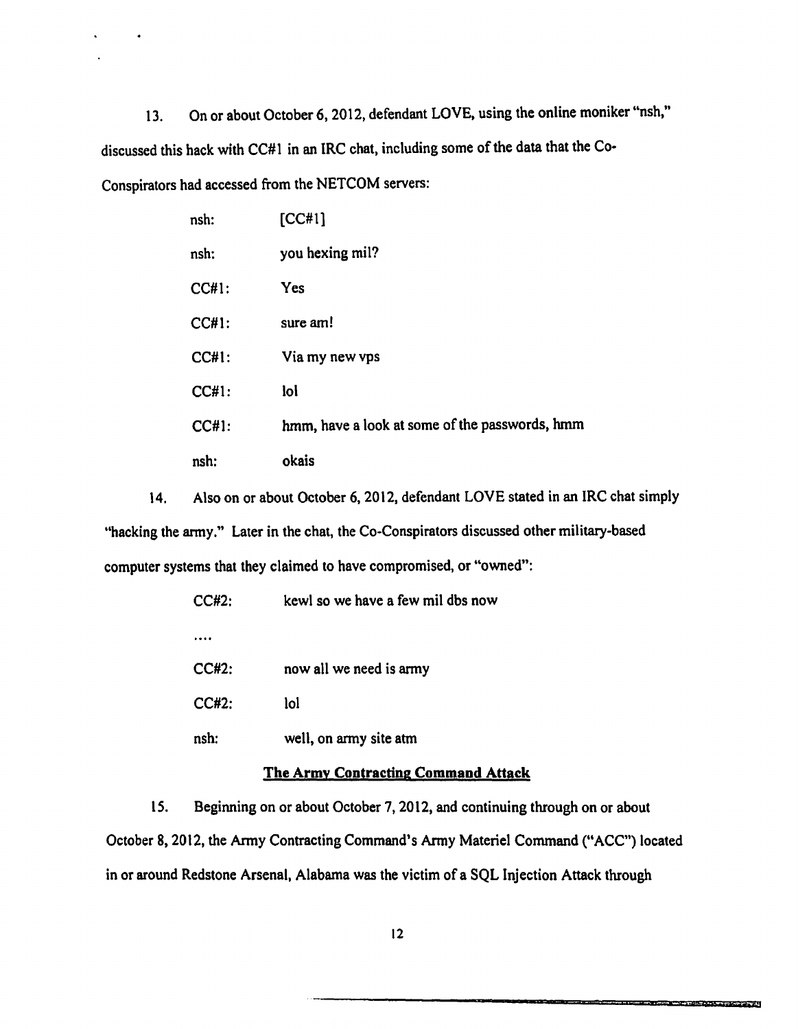13. On or about October 6, 2012, defendant LOVE, using the online moniker "nsh," discussed this hack with CC#1 in an IRC chat, including some of the data that the Co-Conspirators had accessed from the NETCOM servers:

| | |
|---|---|
| nsh: | [CC#1] |
| nsh: | you hexing mil? |
| CC#1: | Yes |
| CC#1: | sure am! |
| CC#1: | Via my new vps |
| CC#1: | lol |
| CC#1: | hmm, have a look at some of the passwords, hmm |
| nsh: | okais |

14. Also on or about October 6, 2012, defendant LOVE stated in an IRC chat simply "hacking the army." Later in the chat, the Co-Conspirators discussed other military-based computer systems that they claimed to have compromised, or "owned":

| | |
|---|---|
| CC#2: | kewl so we have a few mil dbs now |
| .... | |
| CC#2: | now all we need is army |
| CC#2: | lol |
| nsh: | well, on army site atm |

**The Army Contracting Command Attack**

15. Beginning on or about October 7, 2012, and continuing through on or about October 8, 2012, the Army Contracting Command's Army Materiel Command ("ACC") located in or around Redstone Arsenal, Alabama was the victim of a SQL Injection Attack through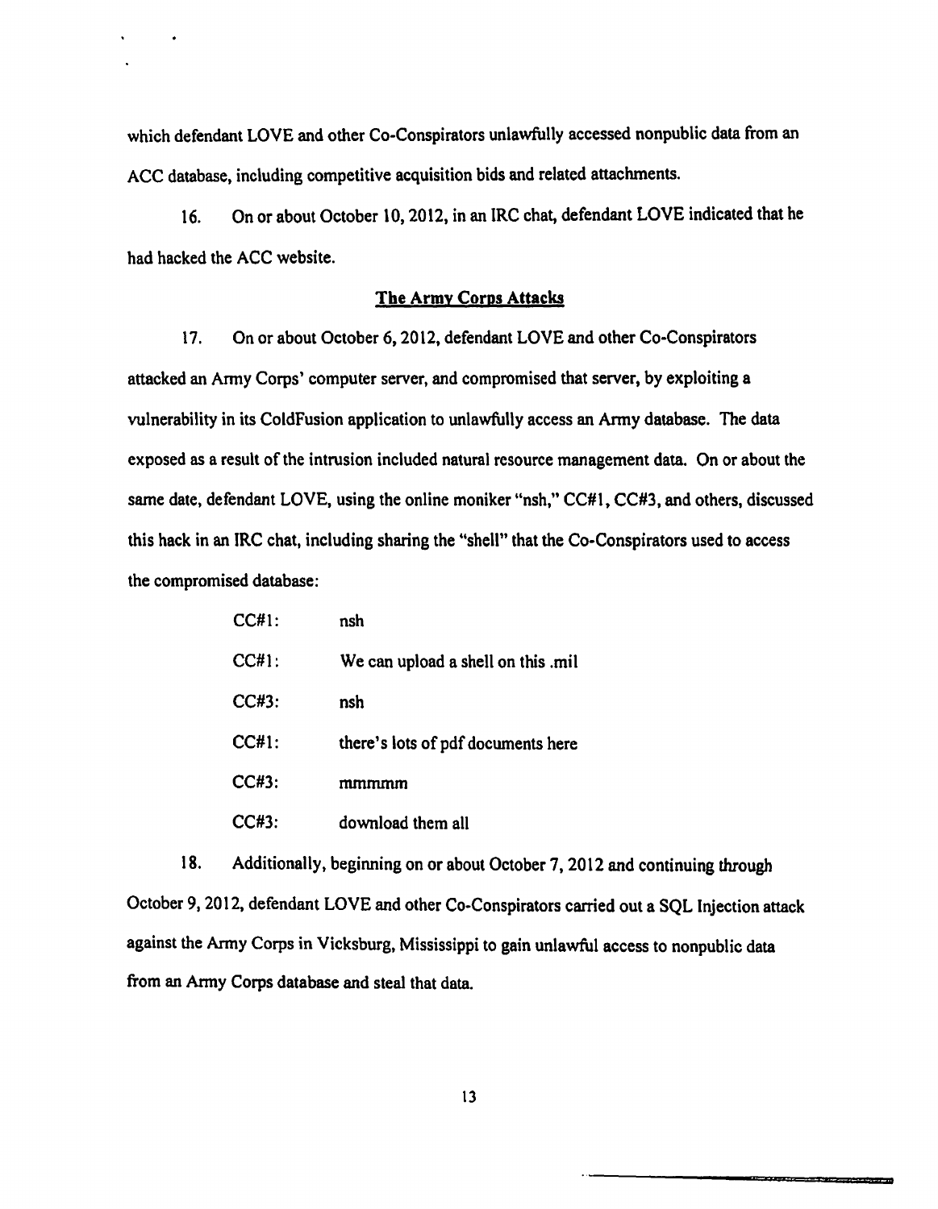which defendant LOVE and other Co-Conspirators unlawfully accessed nonpublic data from an ACC database, including competitive acquisition bids and related attachments.

16. On or about October 10, 2012, in an IRC chat, defendant LOVE indicated that he had hacked the ACC website.

## The Army Corps Attacks

17. On or about October 6, 2012, defendant LOVE and other Co-Conspirators attacked an Army Corps' computer server, and compromised that server, by exploiting a vulnerability in its ColdFusion application to unlawfully access an Army database. The data exposed as a result of the intrusion included natural resource management data. On or about the same date, defendant LOVE, using the online moniker "nsh," CC#1, CC#3, and others, discussed this hack in an IRC chat, including sharing the "shell" that the Co-Conspirators used to access the compromised database:

> CC#1: nsh
>
> CC#1: We can upload a shell on this .mil
>
> CC#3: nsh
>
> CC#1: there's lots of pdf documents here
>
> CC#3: mmmmm
>
> CC#3: download them all

18. Additionally, beginning on or about October 7, 2012 and continuing through October 9, 2012, defendant LOVE and other Co-Conspirators carried out a SQL Injection attack against the Army Corps in Vicksburg, Mississippi to gain unlawful access to nonpublic data from an Army Corps database and steal that data.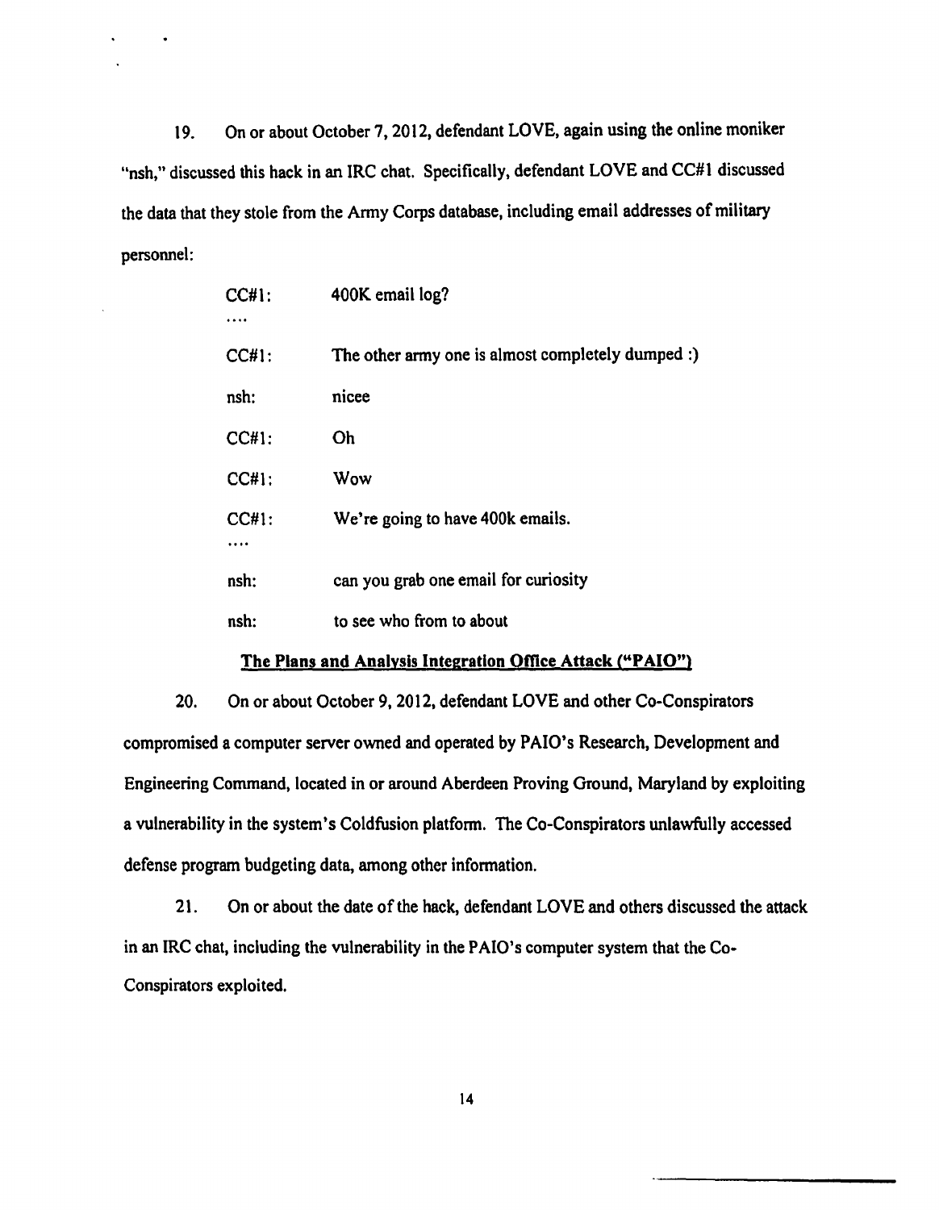19. On or about October 7, 2012, defendant LOVE, again using the online moniker "nsh," discussed this hack in an IRC chat. Specifically, defendant LOVE and CC#1 discussed the data that they stole from the Army Corps database, including email addresses of military personnel:

| | |
|---|---|
| CC#1: | 400K email log? |
| .... | |
| CC#1: | The other army one is almost completely dumped :) |
| nsh: | nicee |
| CC#1: | Oh |
| CC#1: | Wow |
| CC#1: | We're going to have 400k emails. |
| .... | |
| nsh: | can you grab one email for curiosity |
| nsh: | to see who from to about |

**<u>The Plans and Analysis Integration Office Attack ("PAIO")</u>**

20. On or about October 9, 2012, defendant LOVE and other Co-Conspirators compromised a computer server owned and operated by PAIO's Research, Development and Engineering Command, located in or around Aberdeen Proving Ground, Maryland by exploiting a vulnerability in the system's Coldfusion platform. The Co-Conspirators unlawfully accessed defense program budgeting data, among other information.

21. On or about the date of the hack, defendant LOVE and others discussed the attack in an IRC chat, including the vulnerability in the PAIO's computer system that the Co-Conspirators exploited.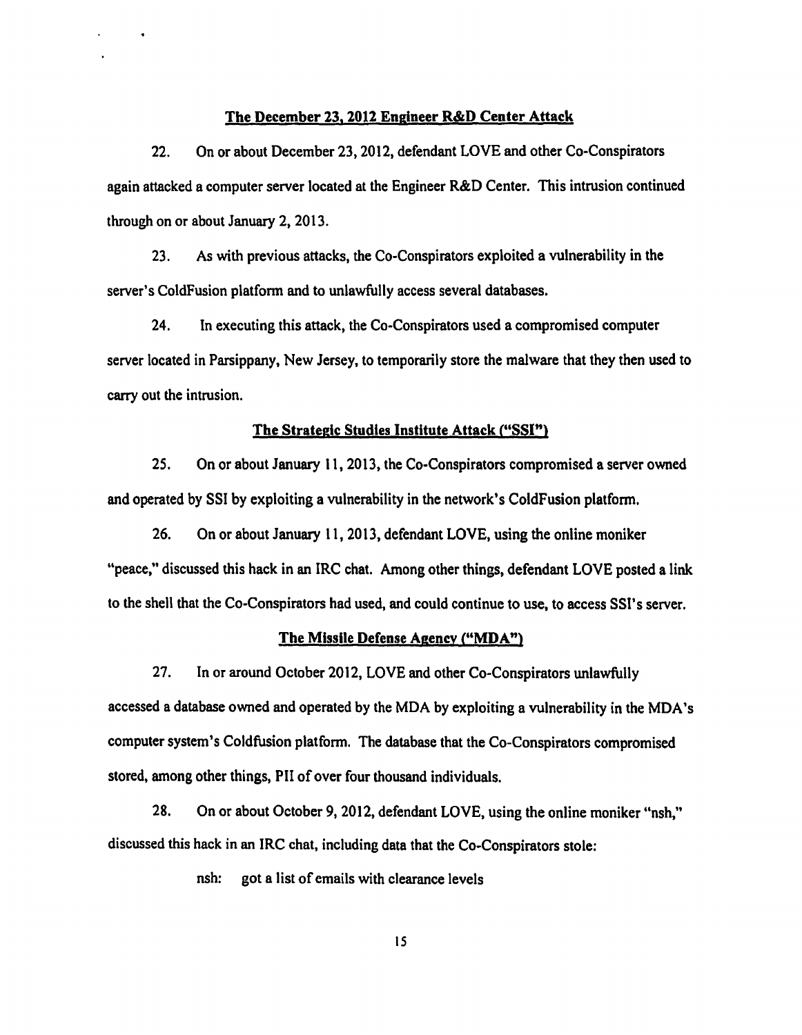**The December 23, 2012 Engineer R&D Center Attack**

22. On or about December 23, 2012, defendant LOVE and other Co-Conspirators again attacked a computer server located at the Engineer R&D Center. This intrusion continued through on or about January 2, 2013.

23. As with previous attacks, the Co-Conspirators exploited a vulnerability in the server's ColdFusion platform and to unlawfully access several databases.

24. In executing this attack, the Co-Conspirators used a compromised computer server located in Parsippany, New Jersey, to temporarily store the malware that they then used to carry out the intrusion.

**The Strategic Studies Institute Attack ("SSI")**

25. On or about January 11, 2013, the Co-Conspirators compromised a server owned and operated by SSI by exploiting a vulnerability in the network's ColdFusion platform.

26. On or about January 11, 2013, defendant LOVE, using the online moniker "peace," discussed this hack in an IRC chat. Among other things, defendant LOVE posted a link to the shell that the Co-Conspirators had used, and could continue to use, to access SSI's server.

**The Missile Defense Agency ("MDA")**

27. In or around October 2012, LOVE and other Co-Conspirators unlawfully accessed a database owned and operated by the MDA by exploiting a vulnerability in the MDA's computer system's Coldfusion platform. The database that the Co-Conspirators compromised stored, among other things, PII of over four thousand individuals.

28. On or about October 9, 2012, defendant LOVE, using the online moniker "nsh," discussed this hack in an IRC chat, including data that the Co-Conspirators stole:

> nsh: got a list of emails with clearance levels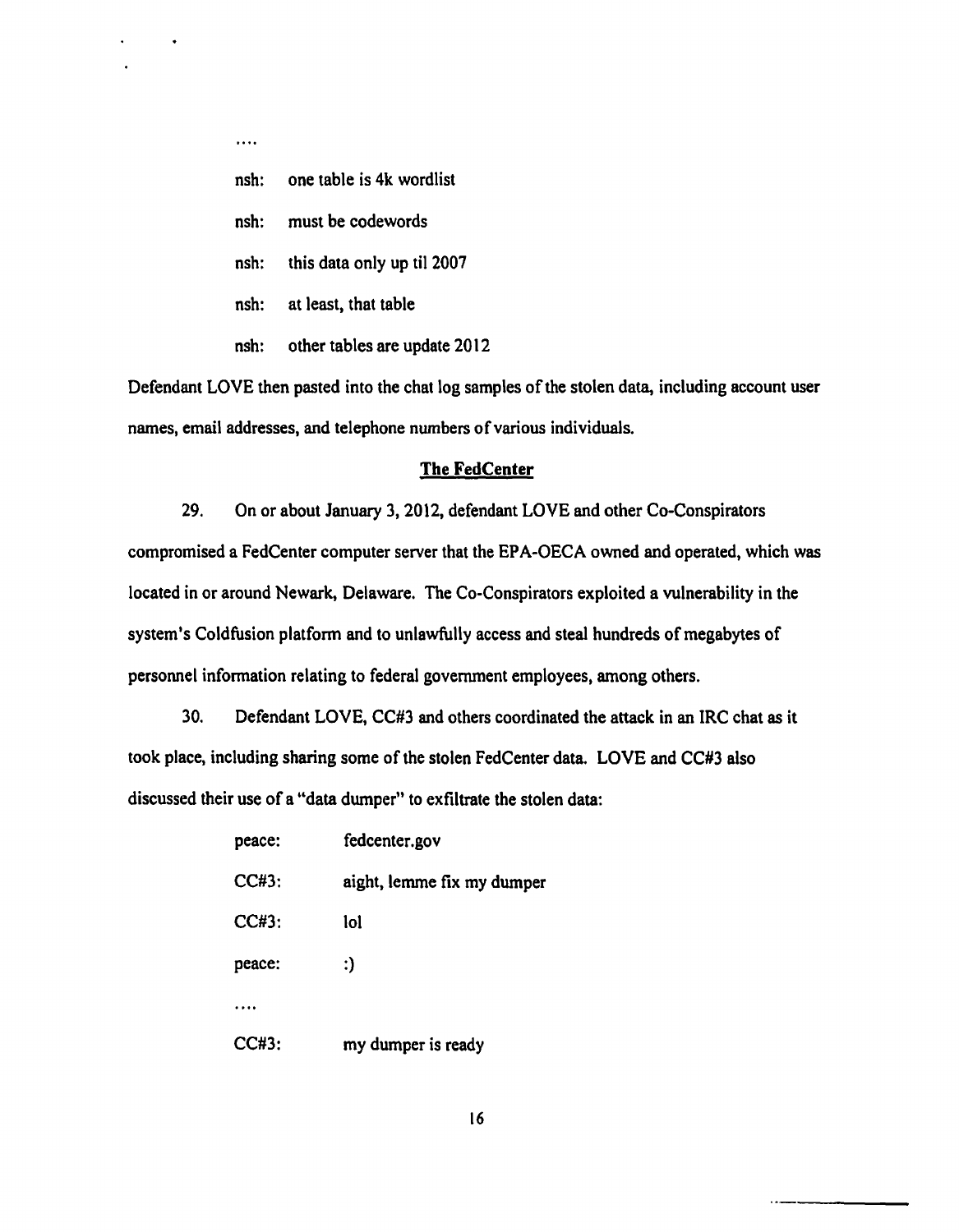....

nsh: one table is 4k wordlist

nsh: must be codewords

nsh: this data only up til 2007

nsh: at least, that table

nsh: other tables are update 2012

Defendant LOVE then pasted into the chat log samples of the stolen data, including account user names, email addresses, and telephone numbers of various individuals.

## The FedCenter

29. On or about January 3, 2012, defendant LOVE and other Co-Conspirators compromised a FedCenter computer server that the EPA-OECA owned and operated, which was located in or around Newark, Delaware. The Co-Conspirators exploited a vulnerability in the system's Coldfusion platform and to unlawfully access and steal hundreds of megabytes of personnel information relating to federal government employees, among others.

30. Defendant LOVE, CC#3 and others coordinated the attack in an IRC chat as it took place, including sharing some of the stolen FedCenter data. LOVE and CC#3 also discussed their use of a "data dumper" to exfiltrate the stolen data:

peace: fedcenter.gov

CC#3: aight, lemme fix my dumper

CC#3: lol

peace: :)

....

CC#3: my dumper is ready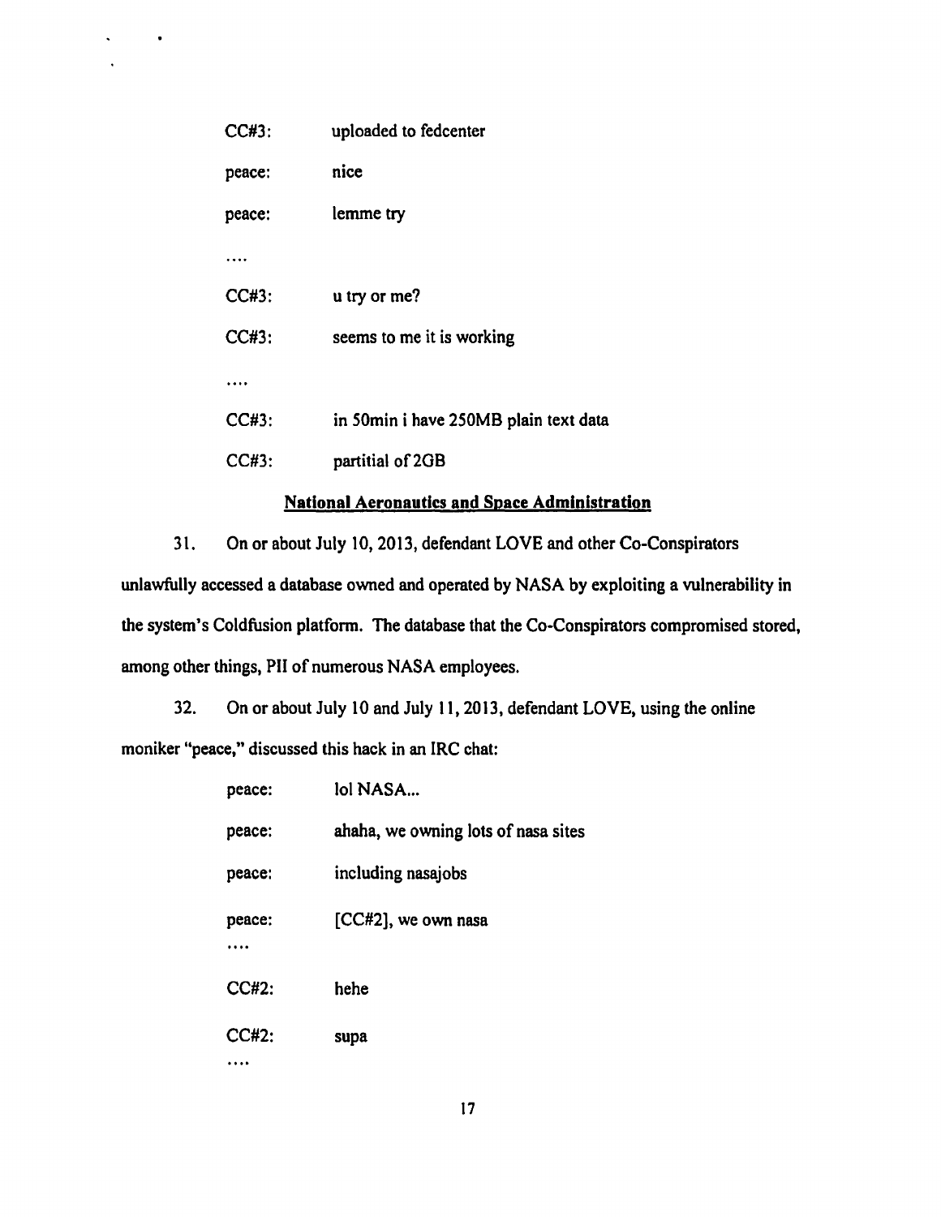| | |
|---|---|
| CC#3: | uploaded to fedcenter |
| peace: | nice |
| peace: | lemme try |
| .... | |
| CC#3: | u try or me? |
| CC#3: | seems to me it is working |
| .... | |
| CC#3: | in 50min i have 250MB plain text data |
| CC#3: | partitial of 2GB |

**National Aeronautics and Space Administration**

31. On or about July 10, 2013, defendant LOVE and other Co-Conspirators unlawfully accessed a database owned and operated by NASA by exploiting a vulnerability in the system's Coldfusion platform. The database that the Co-Conspirators compromised stored, among other things, PII of numerous NASA employees.

32. On or about July 10 and July 11, 2013, defendant LOVE, using the online moniker "peace," discussed this hack in an IRC chat:

| | |
|---|---|
| peace: | lol NASA... |
| peace: | ahaha, we owning lots of nasa sites |
| peace: | including nasajobs |
| peace: | [CC#2], we own nasa |
| .... | |
| CC#2: | hehe |
| CC#2: | supa |
| .... | |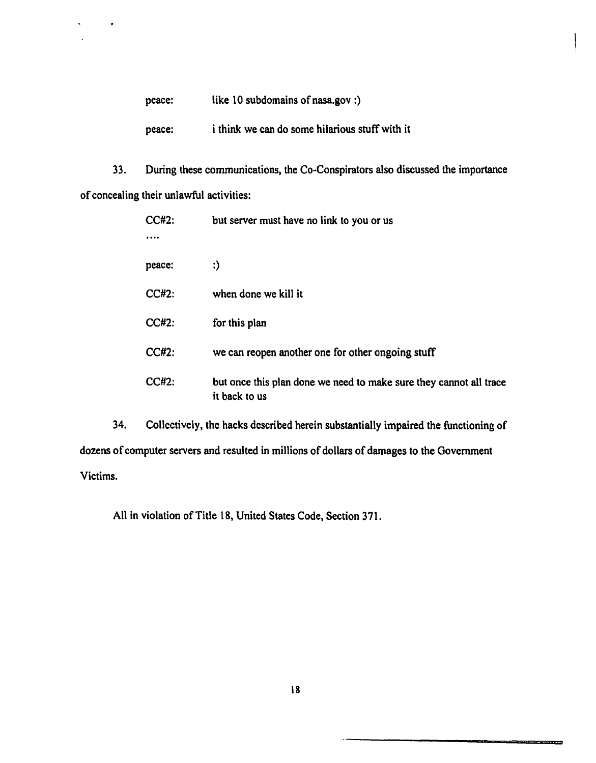| | |
|---|---|
| peace: | like 10 subdomains of nasa.gov :) |
| peace: | i think we can do some hilarious stuff with it |

33. During these communications, the Co-Conspirators also discussed the importance of concealing their unlawful activities:

| | |
|---|---|
| CC#2: | but server must have no link to you or us |
| .... | |
| peace: | :) |
| CC#2: | when done we kill it |
| CC#2: | for this plan |
| CC#2: | we can reopen another one for other ongoing stuff |
| CC#2: | but once this plan done we need to make sure they cannot all trace it back to us |

34. Collectively, the hacks described herein substantially impaired the functioning of dozens of computer servers and resulted in millions of dollars of damages to the Government Victims.

All in violation of Title 18, United States Code, Section 371.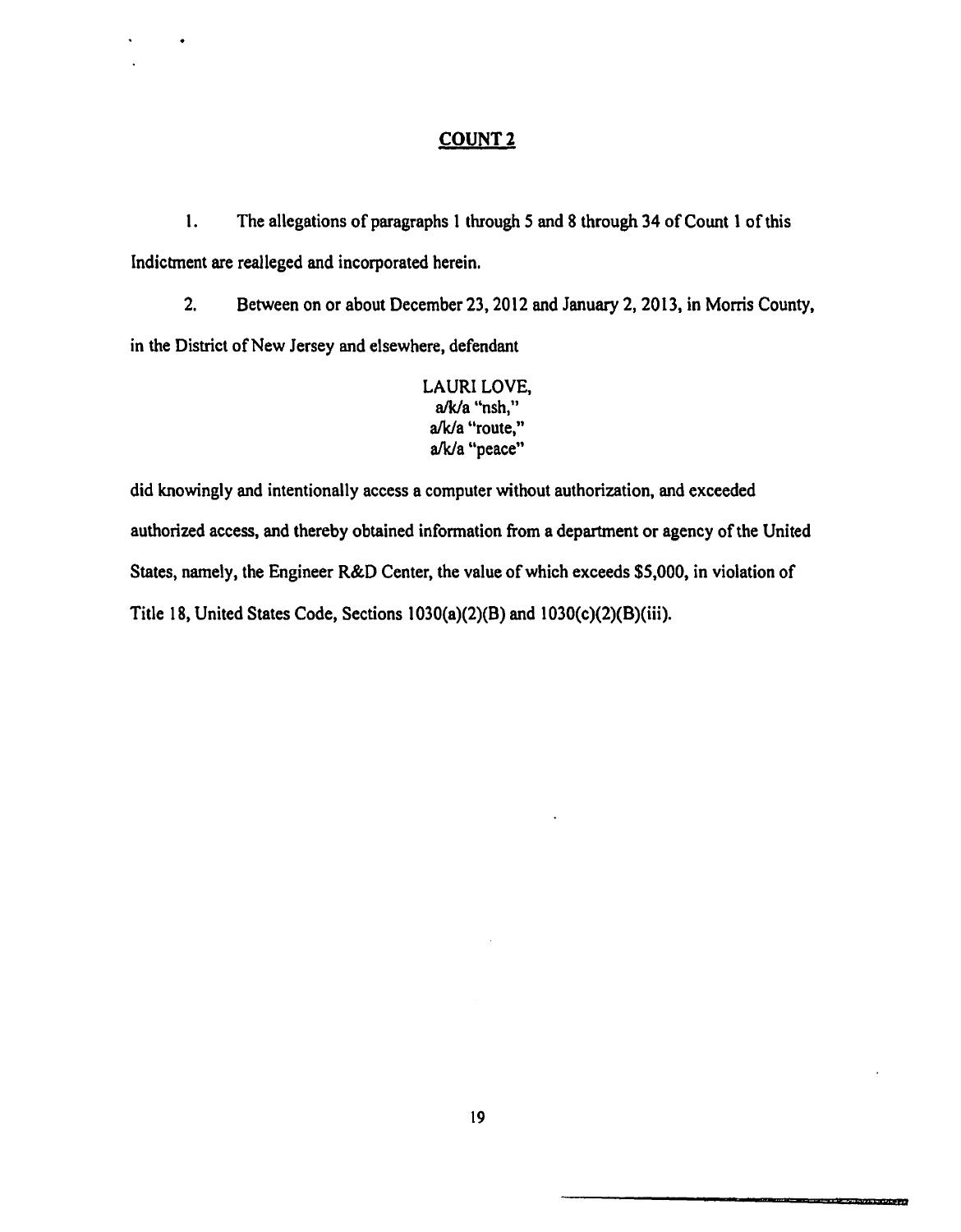## COUNT 2

1. The allegations of paragraphs 1 through 5 and 8 through 34 of Count 1 of this Indictment are realleged and incorporated herein.

2. Between on or about December 23, 2012 and January 2, 2013, in Morris County, in the District of New Jersey and elsewhere, defendant

LAURI LOVE,
a/k/a "nsh,"
a/k/a "route,"
a/k/a "peace"

did knowingly and intentionally access a computer without authorization, and exceeded authorized access, and thereby obtained information from a department or agency of the United States, namely, the Engineer R&D Center, the value of which exceeds $5,000, in violation of Title 18, United States Code, Sections 1030(a)(2)(B) and 1030(c)(2)(B)(iii).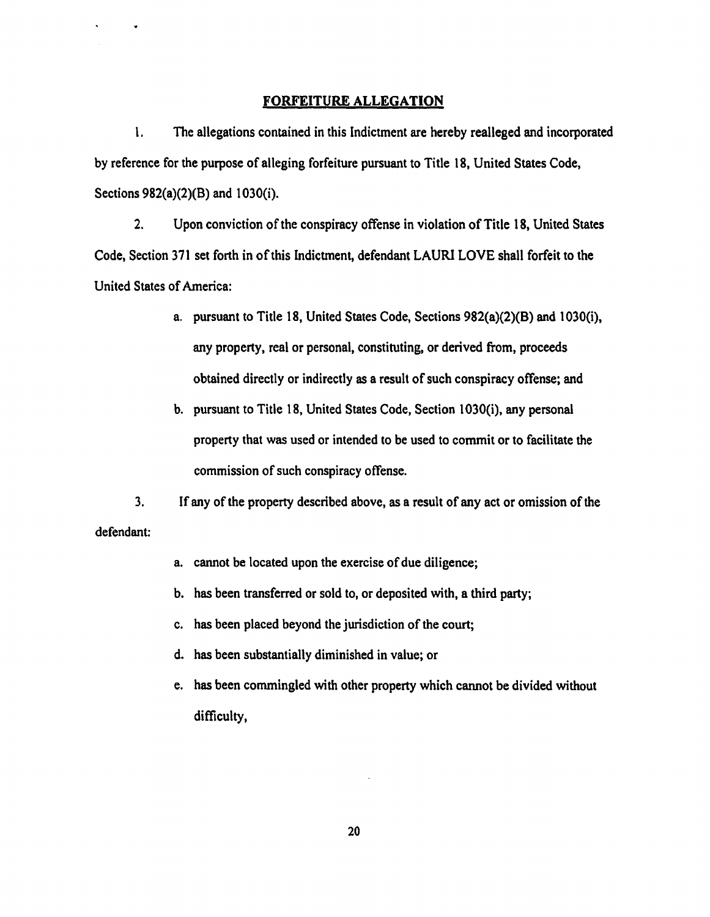## FORFEITURE ALLEGATION

1. The allegations contained in this Indictment are hereby realleged and incorporated by reference for the purpose of alleging forfeiture pursuant to Title 18, United States Code, Sections 982(a)(2)(B) and 1030(i).

2. Upon conviction of the conspiracy offense in violation of Title 18, United States Code, Section 371 set forth in of this Indictment, defendant LAURI LOVE shall forfeit to the United States of America:

   a. pursuant to Title 18, United States Code, Sections 982(a)(2)(B) and 1030(i), any property, real or personal, constituting, or derived from, proceeds obtained directly or indirectly as a result of such conspiracy offense; and

   b. pursuant to Title 18, United States Code, Section 1030(i), any personal property that was used or intended to be used to commit or to facilitate the commission of such conspiracy offense.

3. If any of the property described above, as a result of any act or omission of the defendant:

   a. cannot be located upon the exercise of due diligence;

   b. has been transferred or sold to, or deposited with, a third party;

   c. has been placed beyond the jurisdiction of the court;

   d. has been substantially diminished in value; or

   e. has been commingled with other property which cannot be divided without difficulty,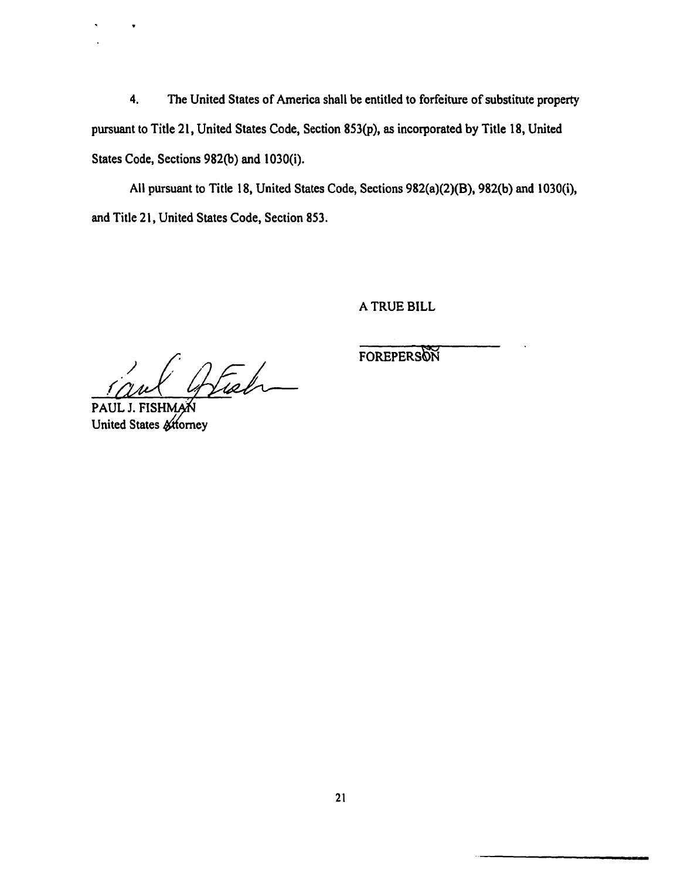4. The United States of America shall be entitled to forfeiture of substitute property pursuant to Title 21, United States Code, Section 853(p), as incorporated by Title 18, United States Code, Sections 982(b) and 1030(i).

All pursuant to Title 18, United States Code, Sections 982(a)(2)(B), 982(b) and 1030(i), and Title 21, United States Code, Section 853.

A TRUE BILL

FOREPERSON

PAUL J. FISHMAN
United States Attorney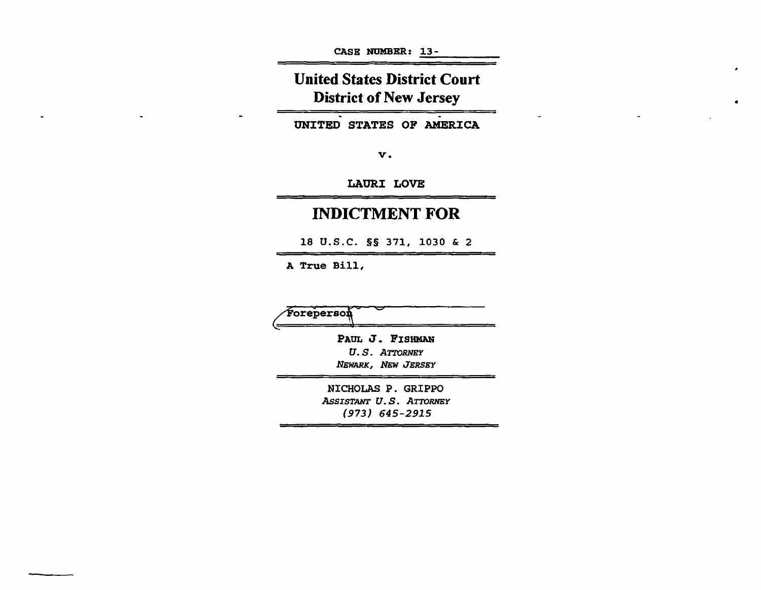CASE NUMBER: 13-

**United States District Court**
**District of New Jersey**

UNITED STATES OF AMERICA

v.

LAURI LOVE

# INDICTMENT FOR

18 U.S.C. §§ 371, 1030 & 2

A True Bill,

Foreperson

PAUL J. FISHMAN
*U.S. ATTORNEY*
*NEWARK, NEW JERSEY*

NICHOLAS P. GRIPPO
*ASSISTANT U.S. ATTORNEY*
*(973) 645-2915*